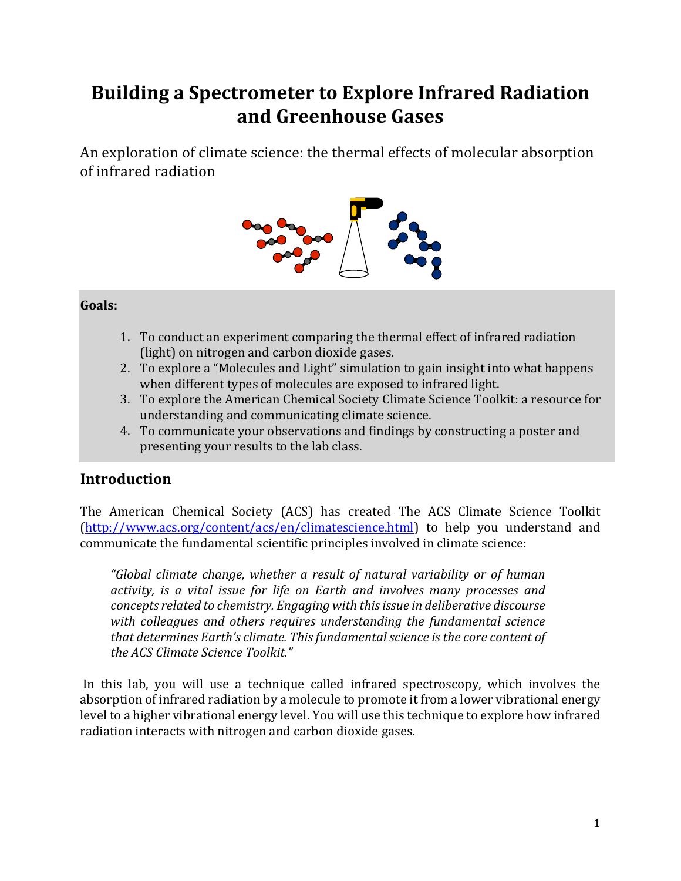# Building a Spectrometer to Explore Infrared Radiation and Greenhouse Gases

An exploration of climate science: the thermal effects of molecular absorption of infrared radiation

**Goals:**

1. To conduct an experiment comparing the thermal effect of infrared radiation (light) on nitrogen and carbon dioxide gases.
2. To explore a "Molecules and Light" simulation to gain insight into what happens when different types of molecules are exposed to infrared light.
3. To explore the American Chemical Society Climate Science Toolkit: a resource for understanding and communicating climate science.
4. To communicate your observations and findings by constructing a poster and presenting your results to the lab class.

## Introduction

The American Chemical Society (ACS) has created The ACS Climate Science Toolkit (http://www.acs.org/content/acs/en/climatescience.html) to help you understand and communicate the fundamental scientific principles involved in climate science:

> *"Global climate change, whether a result of natural variability or of human activity, is a vital issue for life on Earth and involves many processes and concepts related to chemistry. Engaging with this issue in deliberative discourse with colleagues and others requires understanding the fundamental science that determines Earth's climate. This fundamental science is the core content of the ACS Climate Science Toolkit."*

In this lab, you will use a technique called infrared spectroscopy, which involves the absorption of infrared radiation by a molecule to promote it from a lower vibrational energy level to a higher vibrational energy level. You will use this technique to explore how infrared radiation interacts with nitrogen and carbon dioxide gases.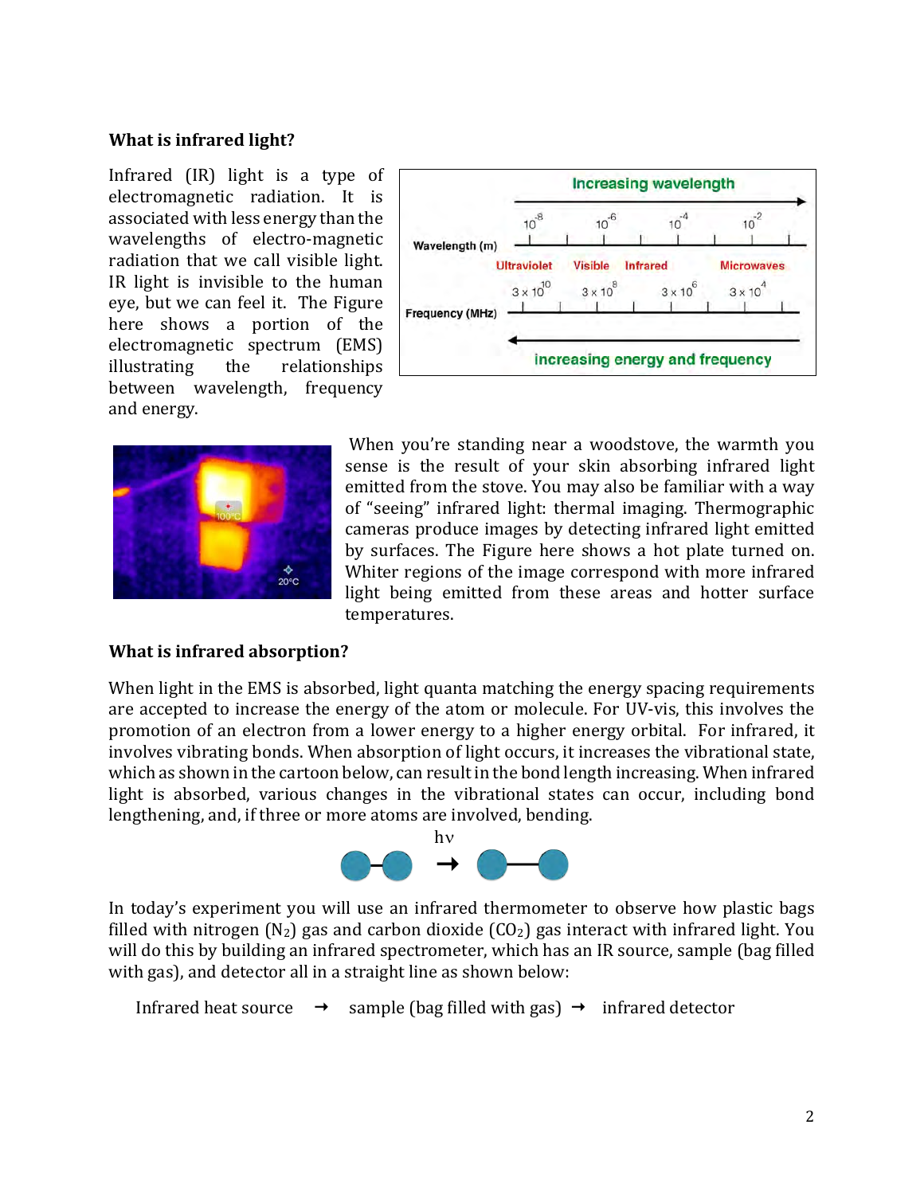### What is infrared light?

Infrared (IR) light is a type of electromagnetic radiation. It is associated with less energy than the wavelengths of electro-magnetic radiation that we call visible light. IR light is invisible to the human eye, but we can feel it. The Figure here shows a portion of the electromagnetic spectrum (EMS) illustrating the relationships between wavelength, frequency and energy.

When you're standing near a woodstove, the warmth you sense is the result of your skin absorbing infrared light emitted from the stove. You may also be familiar with a way of "seeing" infrared light: thermal imaging. Thermographic cameras produce images by detecting infrared light emitted by surfaces. The Figure here shows a hot plate turned on. Whiter regions of the image correspond with more infrared light being emitted from these areas and hotter surface temperatures.

### What is infrared absorption?

When light in the EMS is absorbed, light quanta matching the energy spacing requirements are accepted to increase the energy of the atom or molecule. For UV-vis, this involves the promotion of an electron from a lower energy to a higher energy orbital. For infrared, it involves vibrating bonds. When absorption of light occurs, it increases the vibrational state, which as shown in the cartoon below, can result in the bond length increasing. When infrared light is absorbed, various changes in the vibrational states can occur, including bond lengthening, and, if three or more atoms are involved, bending.

In today's experiment you will use an infrared thermometer to observe how plastic bags filled with nitrogen ($N_2$) gas and carbon dioxide ($CO_2$) gas interact with infrared light. You will do this by building an infrared spectrometer, which has an IR source, sample (bag filled with gas), and detector all in a straight line as shown below:

Infrared heat source → sample (bag filled with gas) → infrared detector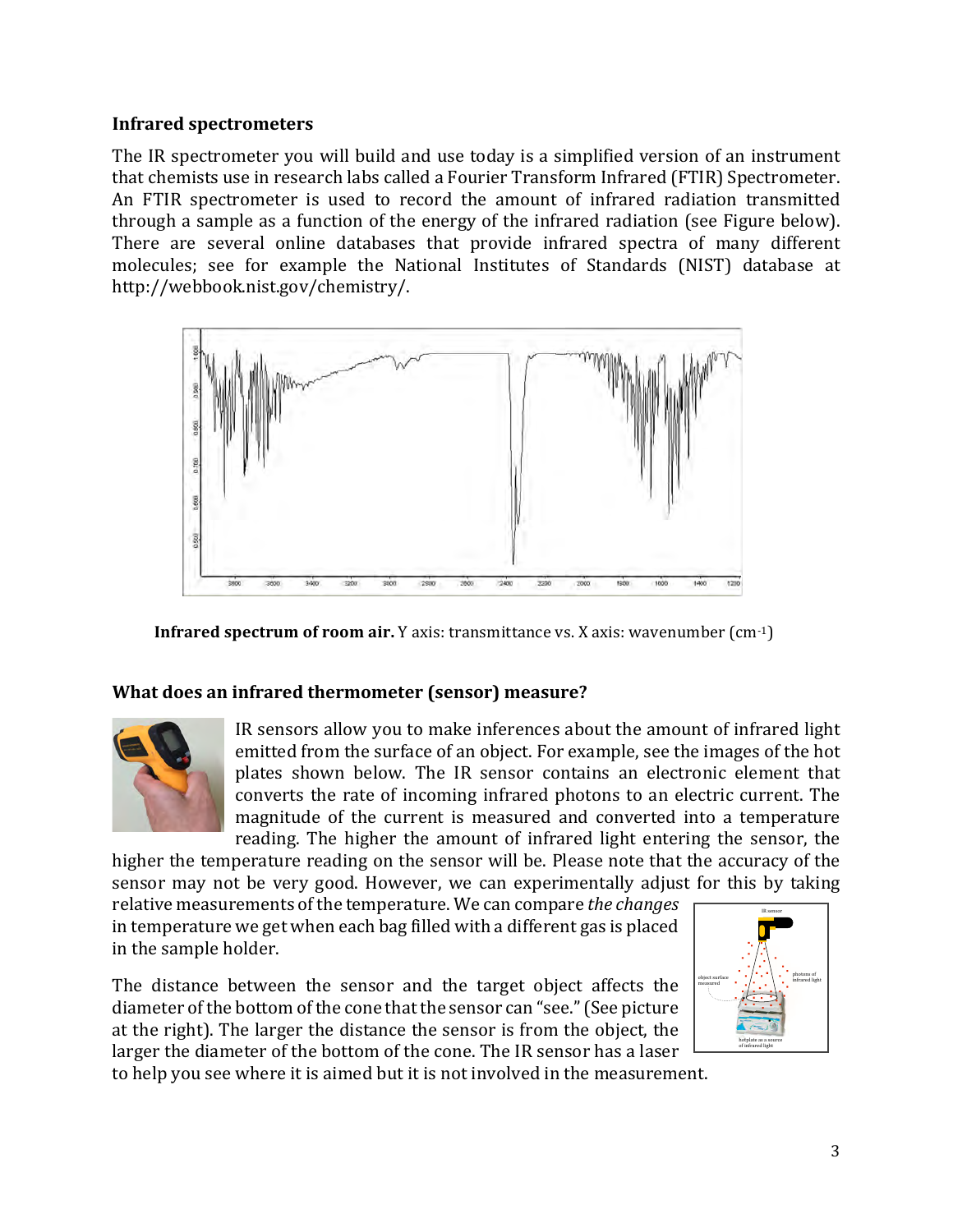### Infrared spectrometers

The IR spectrometer you will build and use today is a simplified version of an instrument that chemists use in research labs called a Fourier Transform Infrared (FTIR) Spectrometer. An FTIR spectrometer is used to record the amount of infrared radiation transmitted through a sample as a function of the energy of the infrared radiation (see Figure below). There are several online databases that provide infrared spectra of many different molecules; see for example the National Institutes of Standards (NIST) database at http://webbook.nist.gov/chemistry/.

**Infrared spectrum of room air.** Y axis: transmittance vs. X axis: wavenumber ($cm^{-1}$)

### What does an infrared thermometer (sensor) measure?

IR sensors allow you to make inferences about the amount of infrared light emitted from the surface of an object. For example, see the images of the hot plates shown below. The IR sensor contains an electronic element that converts the rate of incoming infrared photons to an electric current. The magnitude of the current is measured and converted into a temperature reading. The higher the amount of infrared light entering the sensor, the higher the temperature reading on the sensor will be. Please note that the accuracy of the sensor may not be very good. However, we can experimentally adjust for this by taking relative measurements of the temperature. We can compare *the changes* in temperature we get when each bag filled with a different gas is placed in the sample holder.

The distance between the sensor and the target object affects the diameter of the bottom of the cone that the sensor can "see." (See picture at the right). The larger the distance the sensor is from the object, the larger the diameter of the bottom of the cone. The IR sensor has a laser to help you see where it is aimed but it is not involved in the measurement.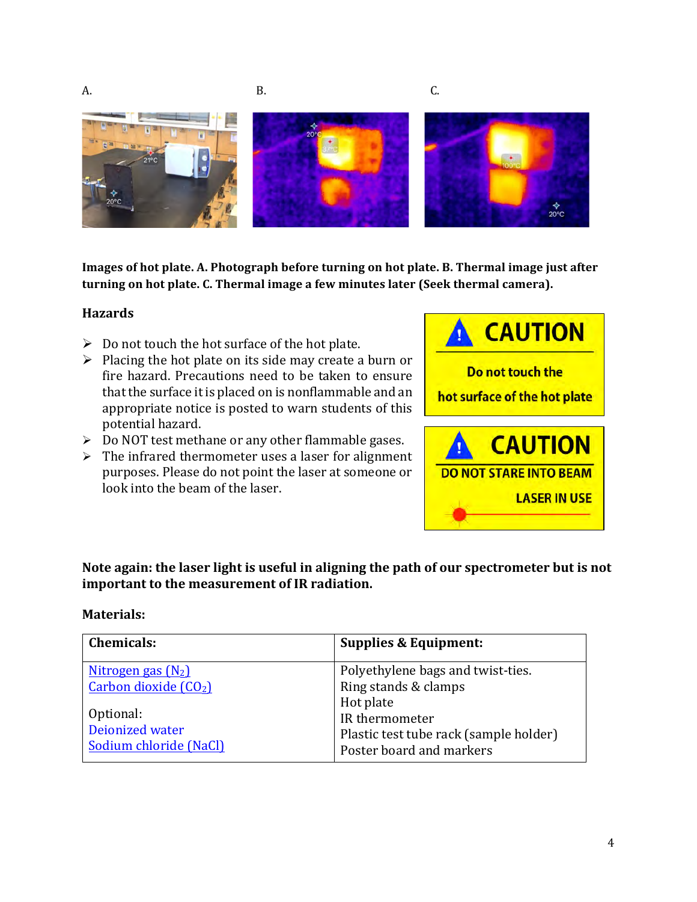A. B. C.

**Images of hot plate. A. Photograph before turning on hot plate. B. Thermal image just after turning on hot plate. C. Thermal image a few minutes later (Seek thermal camera).**

**Hazards**

- Do not touch the hot surface of the hot plate.
- Placing the hot plate on its side may create a burn or fire hazard. Precautions need to be taken to ensure that the surface it is placed on is nonflammable and an appropriate notice is posted to warn students of this potential hazard.
- Do NOT test methane or any other flammable gases.
- The infrared thermometer uses a laser for alignment purposes. Please do not point the laser at someone or look into the beam of the laser.

CAUTION

Do not touch the hot surface of the hot plate

CAUTION

DO NOT STARE INTO BEAM

LASER IN USE

**Note again: the laser light is useful in aligning the path of our spectrometer but is not important to the measurement of IR radiation.**

**Materials:**

| **Chemicals:** | **Supplies & Equipment:** |
| --- | --- |
| Nitrogen gas ($N_2$)<br>Carbon dioxide ($CO_2$)<br><br>Optional:<br>Deionized water<br>Sodium chloride (NaCl) | Polyethylene bags and twist-ties.<br>Ring stands & clamps<br>Hot plate<br>IR thermometer<br>Plastic test tube rack (sample holder)<br>Poster board and markers |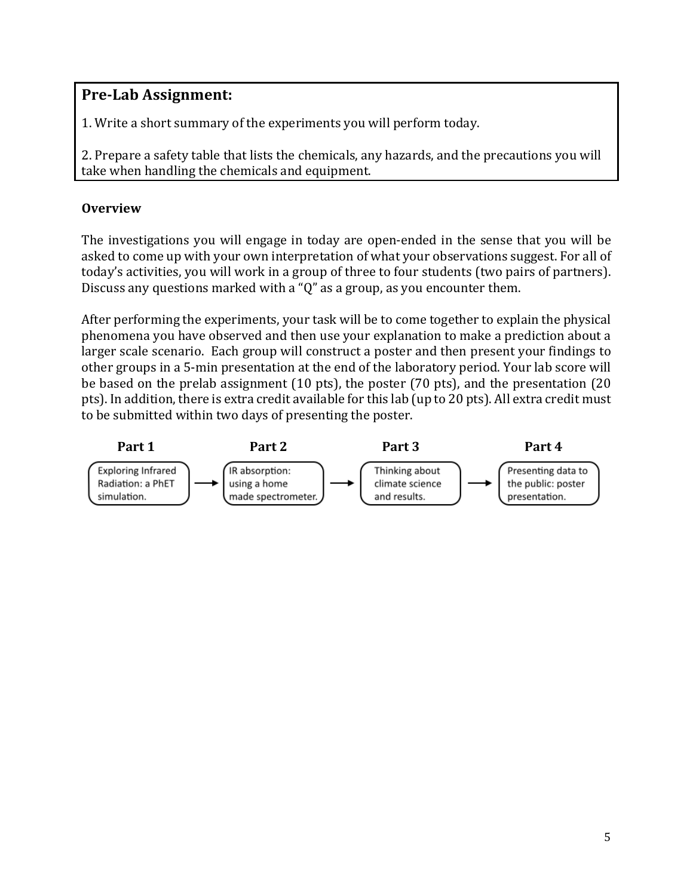## Pre-Lab Assignment:

1. Write a short summary of the experiments you will perform today.

2. Prepare a safety table that lists the chemicals, any hazards, and the precautions you will take when handling the chemicals and equipment.

### Overview

The investigations you will engage in today are open-ended in the sense that you will be asked to come up with your own interpretation of what your observations suggest. For all of today's activities, you will work in a group of three to four students (two pairs of partners). Discuss any questions marked with a "Q" as a group, as you encounter them.

After performing the experiments, your task will be to come together to explain the physical phenomena you have observed and then use your explanation to make a prediction about a larger scale scenario. Each group will construct a poster and then present your findings to other groups in a 5-min presentation at the end of the laboratory period. Your lab score will be based on the prelab assignment (10 pts), the poster (70 pts), and the presentation (20 pts). In addition, there is extra credit available for this lab (up to 20 pts). All extra credit must to be submitted within two days of presenting the poster.

| Part 1 | | Part 2 | | Part 3 | | Part 4 |
|---|---|---|---|---|---|---|
| Exploring Infrared Radiation: a PhET simulation. | → | IR absorption: using a home made spectrometer. | → | Thinking about climate science and results. | → | Presenting data to the public: poster presentation. |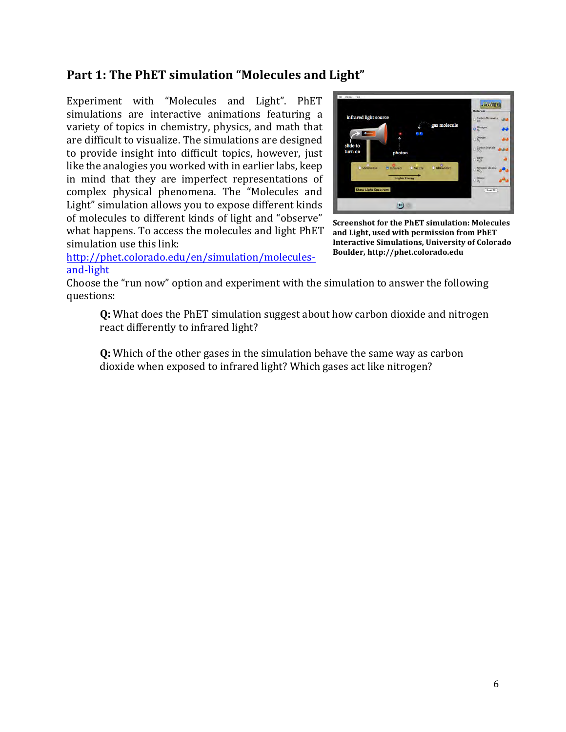## Part 1: The PhET simulation "Molecules and Light"

Experiment with "Molecules and Light". PhET simulations are interactive animations featuring a variety of topics in chemistry, physics, and math that are difficult to visualize. The simulations are designed to provide insight into difficult topics, however, just like the analogies you worked with in earlier labs, keep in mind that they are imperfect representations of complex physical phenomena. The "Molecules and Light" simulation allows you to expose different kinds of molecules to different kinds of light and "observe" what happens. To access the molecules and light PhET simulation use this link: [http://phet.colorado.edu/en/simulation/molecules-and-light](http://phet.colorado.edu/en/simulation/molecules-and-light)

**Screenshot for the PhET simulation: Molecules and Light, used with permission from PhET Interactive Simulations, University of Colorado Boulder, http://phet.colorado.edu**

Choose the "run now" option and experiment with the simulation to answer the following questions:

**Q:** What does the PhET simulation suggest about how carbon dioxide and nitrogen react differently to infrared light?

**Q:** Which of the other gases in the simulation behave the same way as carbon dioxide when exposed to infrared light? Which gases act like nitrogen?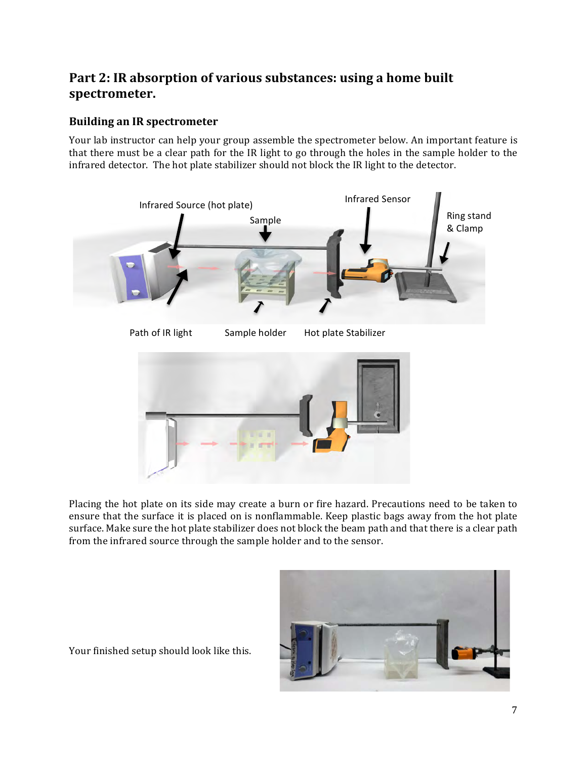## Part 2: IR absorption of various substances: using a home built spectrometer.

### Building an IR spectrometer

Your lab instructor can help your group assemble the spectrometer below. An important feature is that there must be a clear path for the IR light to go through the holes in the sample holder to the infrared detector. The hot plate stabilizer should not block the IR light to the detector.

Placing the hot plate on its side may create a burn or fire hazard. Precautions need to be taken to ensure that the surface it is placed on is nonflammable. Keep plastic bags away from the hot plate surface. Make sure the hot plate stabilizer does not block the beam path and that there is a clear path from the infrared source through the sample holder and to the sensor.

Your finished setup should look like this.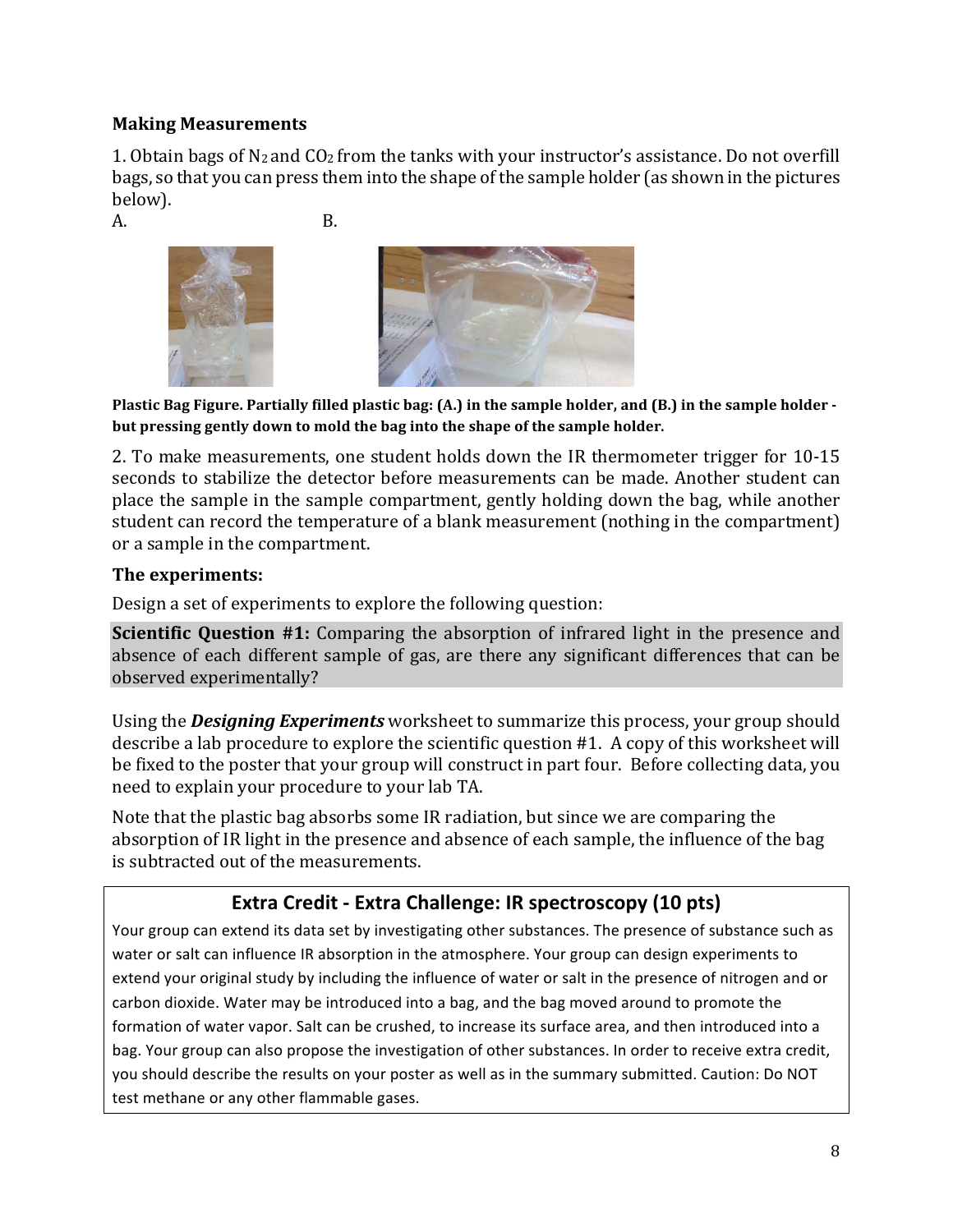### Making Measurements

1. Obtain bags of $N_2$ and $CO_2$ from the tanks with your instructor's assistance. Do not overfill bags, so that you can press them into the shape of the sample holder (as shown in the pictures below).

A. B.

**Plastic Bag Figure. Partially filled plastic bag: (A.) in the sample holder, and (B.) in the sample holder - but pressing gently down to mold the bag into the shape of the sample holder.**

2. To make measurements, one student holds down the IR thermometer trigger for 10-15 seconds to stabilize the detector before measurements can be made. Another student can place the sample in the sample compartment, gently holding down the bag, while another student can record the temperature of a blank measurement (nothing in the compartment) or a sample in the compartment.

### The experiments:

Design a set of experiments to explore the following question:

**Scientific Question #1:** Comparing the absorption of infrared light in the presence and absence of each different sample of gas, are there any significant differences that can be observed experimentally?

Using the ***Designing Experiments*** worksheet to summarize this process, your group should describe a lab procedure to explore the scientific question #1. A copy of this worksheet will be fixed to the poster that your group will construct in part four. Before collecting data, you need to explain your procedure to your lab TA.

Note that the plastic bag absorbs some IR radiation, but since we are comparing the absorption of IR light in the presence and absence of each sample, the influence of the bag is subtracted out of the measurements.

### Extra Credit - Extra Challenge: IR spectroscopy (10 pts)

Your group can extend its data set by investigating other substances. The presence of substance such as water or salt can influence IR absorption in the atmosphere. Your group can design experiments to extend your original study by including the influence of water or salt in the presence of nitrogen and or carbon dioxide. Water may be introduced into a bag, and the bag moved around to promote the formation of water vapor. Salt can be crushed, to increase its surface area, and then introduced into a bag. Your group can also propose the investigation of other substances. In order to receive extra credit, you should describe the results on your poster as well as in the summary submitted. Caution: Do NOT test methane or any other flammable gases.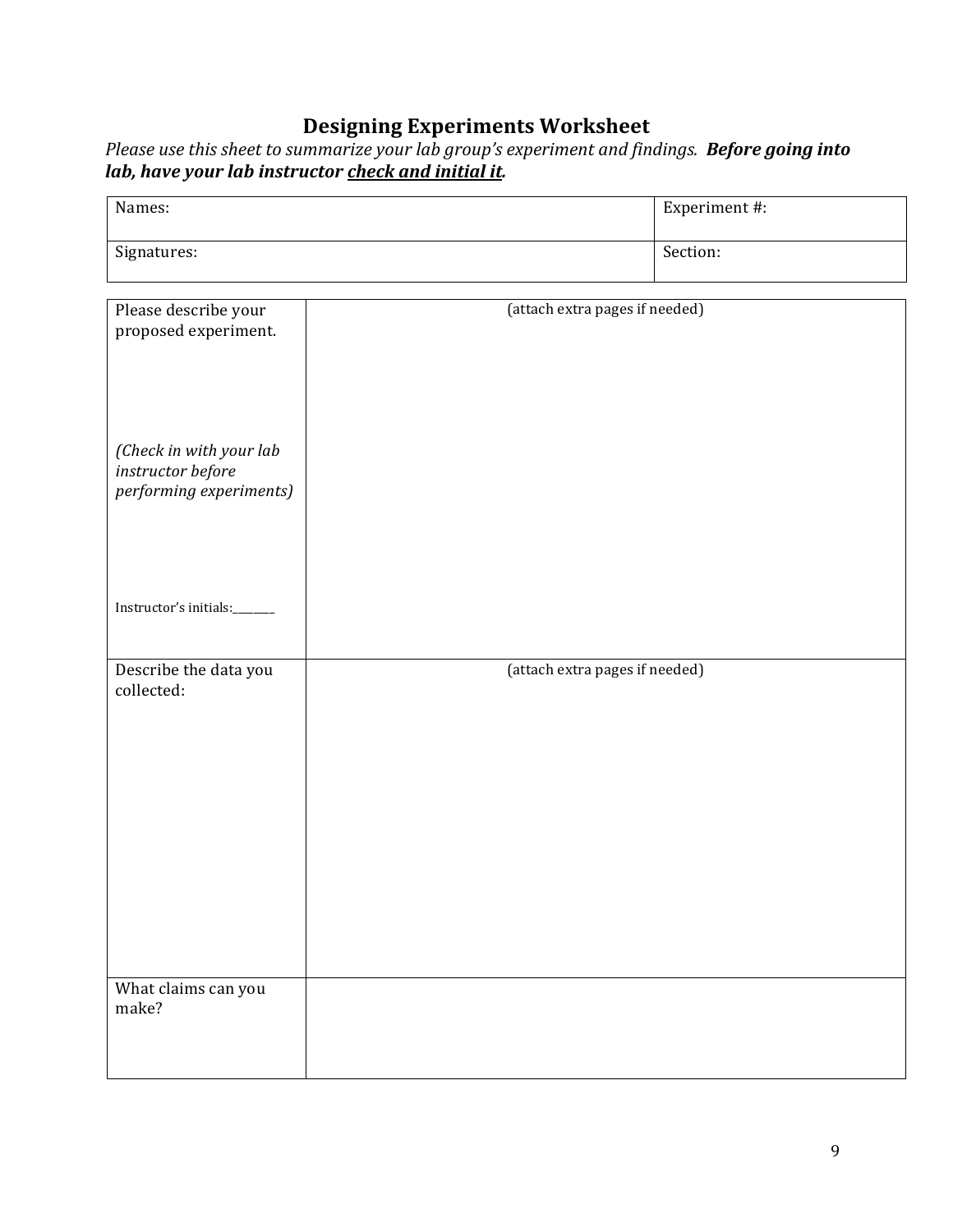## Designing Experiments Worksheet

*Please use this sheet to summarize your lab group's experiment and findings.* ***Before going into lab, have your lab instructor <u>check and initial it</u>.***

| Names: | Experiment #: |
|---|---|
| Signatures: | Section: |

| | |
|---|---|
| Please describe your proposed experiment.<br><br>*(Check in with your lab instructor before performing experiments)*<br><br>Instructor's initials:________ | (attach extra pages if needed) |
| Describe the data you collected: | (attach extra pages if needed) |
| What claims can you make? | |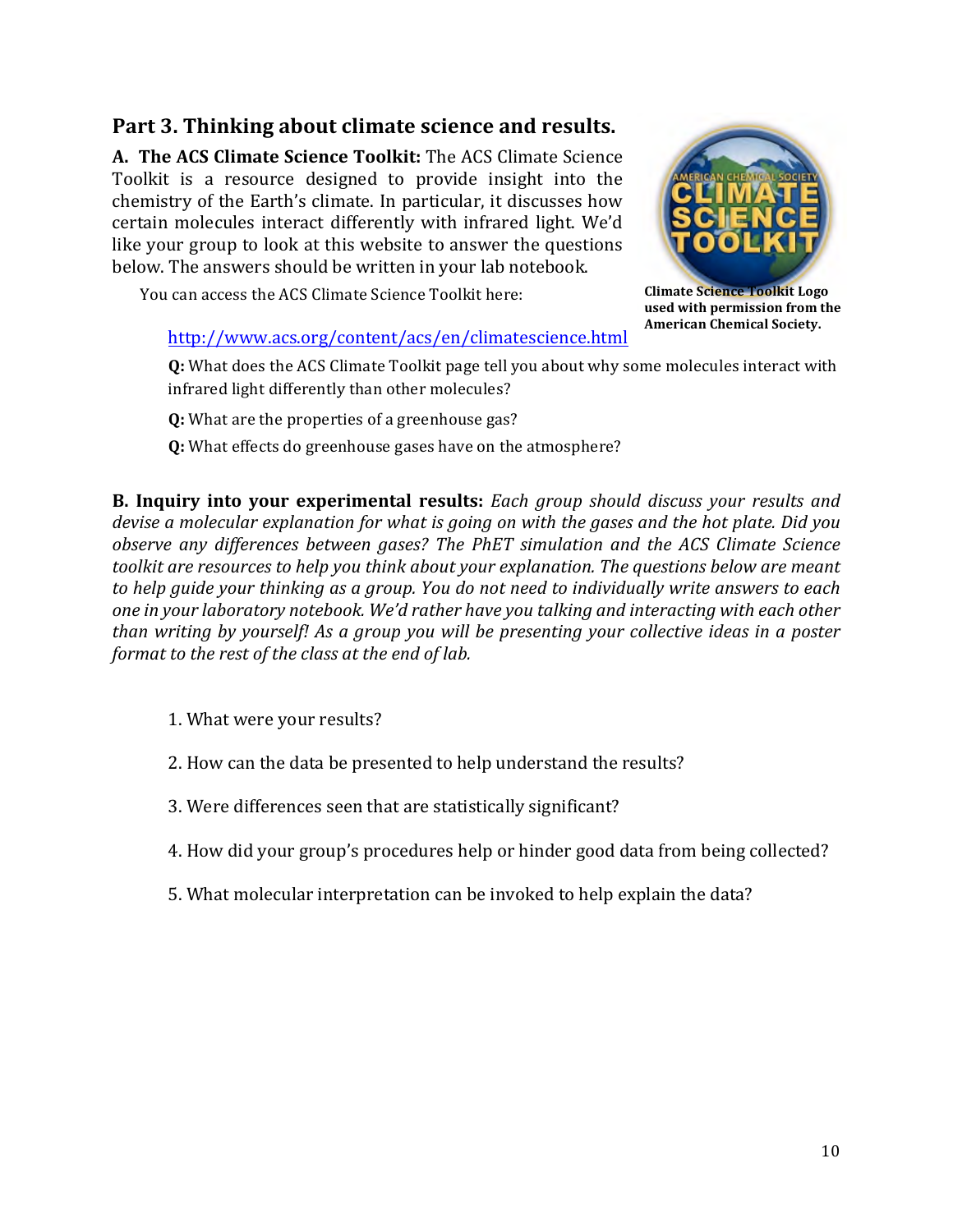## Part 3. Thinking about climate science and results.

**A. The ACS Climate Science Toolkit:** The ACS Climate Science Toolkit is a resource designed to provide insight into the chemistry of the Earth's climate. In particular, it discusses how certain molecules interact differently with infrared light. We'd like your group to look at this website to answer the questions below. The answers should be written in your lab notebook.

Climate Science Toolkit Logo used with permission from the American Chemical Society.

You can access the ACS Climate Science Toolkit here:

http://www.acs.org/content/acs/en/climatescience.html

**Q:** What does the ACS Climate Toolkit page tell you about why some molecules interact with infrared light differently than other molecules?

**Q:** What are the properties of a greenhouse gas?

**Q:** What effects do greenhouse gases have on the atmosphere?

**B. Inquiry into your experimental results:** *Each group should discuss your results and devise a molecular explanation for what is going on with the gases and the hot plate. Did you observe any differences between gases? The PhET simulation and the ACS Climate Science toolkit are resources to help you think about your explanation. The questions below are meant to help guide your thinking as a group. You do not need to individually write answers to each one in your laboratory notebook. We'd rather have you talking and interacting with each other than writing by yourself! As a group you will be presenting your collective ideas in a poster format to the rest of the class at the end of lab.*

1. What were your results?
2. How can the data be presented to help understand the results?
3. Were differences seen that are statistically significant?
4. How did your group's procedures help or hinder good data from being collected?
5. What molecular interpretation can be invoked to help explain the data?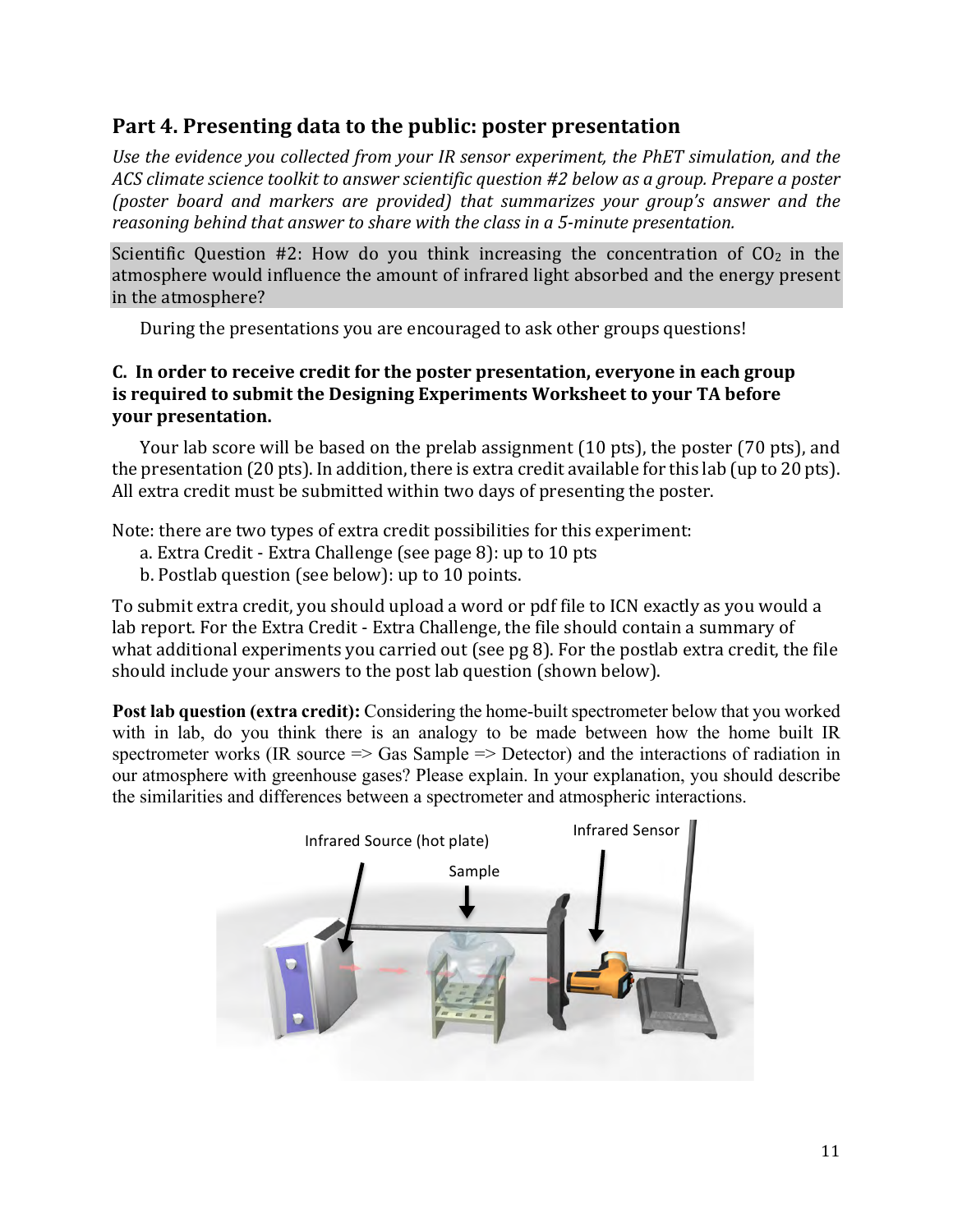## Part 4. Presenting data to the public: poster presentation

*Use the evidence you collected from your IR sensor experiment, the PhET simulation, and the ACS climate science toolkit to answer scientific question #2 below as a group. Prepare a poster (poster board and markers are provided) that summarizes your group's answer and the reasoning behind that answer to share with the class in a 5-minute presentation.*

Scientific Question #2: How do you think increasing the concentration of $CO_2$ in the atmosphere would influence the amount of infrared light absorbed and the energy present in the atmosphere?

During the presentations you are encouraged to ask other groups questions!

**C. In order to receive credit for the poster presentation, everyone in each group is required to submit the Designing Experiments Worksheet to your TA before your presentation.**

Your lab score will be based on the prelab assignment (10 pts), the poster (70 pts), and the presentation (20 pts). In addition, there is extra credit available for this lab (up to 20 pts). All extra credit must be submitted within two days of presenting the poster.

Note: there are two types of extra credit possibilities for this experiment:

a. Extra Credit - Extra Challenge (see page 8): up to 10 pts
b. Postlab question (see below): up to 10 points.

To submit extra credit, you should upload a word or pdf file to ICN exactly as you would a lab report. For the Extra Credit - Extra Challenge, the file should contain a summary of what additional experiments you carried out (see pg 8). For the postlab extra credit, the file should include your answers to the post lab question (shown below).

**Post lab question (extra credit):** Considering the home-built spectrometer below that you worked with in lab, do you think there is an analogy to be made between how the home built IR spectrometer works (IR source => Gas Sample => Detector) and the interactions of radiation in our atmosphere with greenhouse gases? Please explain. In your explanation, you should describe the similarities and differences between a spectrometer and atmospheric interactions.

Infrared Source (hot plate)

Sample

Infrared Sensor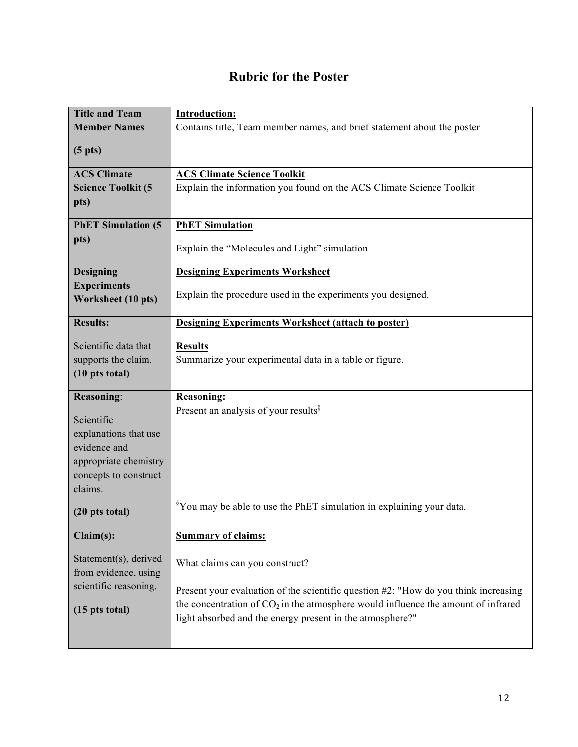# Rubric for the Poster

| | |
|---|---|
| **Title and Team Member Names**<br><br>**(5 pts)** | **Introduction:**<br>Contains title, Team member names, and brief statement about the poster |
| **ACS Climate Science Toolkit (5 pts)** | **ACS Climate Science Toolkit**<br>Explain the information you found on the ACS Climate Science Toolkit |
| **PhET Simulation (5 pts)** | **PhET Simulation**<br><br>Explain the "Molecules and Light" simulation |
| **Designing Experiments Worksheet (10 pts)** | **Designing Experiments Worksheet**<br><br>Explain the procedure used in the experiments you designed. |
| **Results:**<br><br>Scientific data that supports the claim.<br>**(10 pts total)** | **Designing Experiments Worksheet (attach to poster)**<br><br>**Results**<br>Summarize your experimental data in a table or figure. |
| **Reasoning**:<br><br>Scientific explanations that use evidence and appropriate chemistry concepts to construct claims.<br><br>**(20 pts total)** | **Reasoning:**<br>Present an analysis of your results[§]<br><br>[§]You may be able to use the PhET simulation in explaining your data. |
| **Claim(s):**<br><br>Statement(s), derived from evidence, using scientific reasoning.<br><br>**(15 pts total)** | **Summary of claims:**<br><br>What claims can you construct?<br><br>Present your evaluation of the scientific question #2: "How do you think increasing the concentration of $CO_2$ in the atmosphere would influence the amount of infrared light absorbed and the energy present in the atmosphere?" |